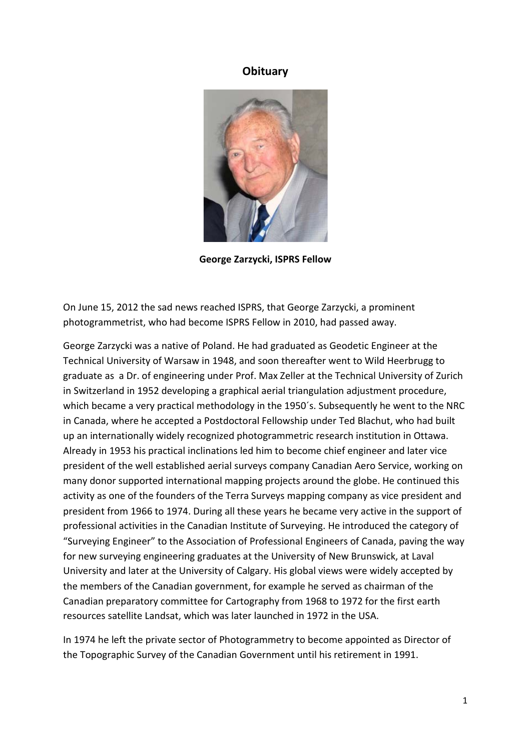# Obituary

**George Zarzycki, ISPRS Fellow**

On June 15, 2012 the sad news reached ISPRS, that George Zarzycki, a prominent photogrammetrist, who had become ISPRS Fellow in 2010, had passed away.

George Zarzycki was a native of Poland. He had graduated as Geodetic Engineer at the Technical University of Warsaw in 1948, and soon thereafter went to Wild Heerbrugg to graduate as a Dr. of engineering under Prof. Max Zeller at the Technical University of Zurich in Switzerland in 1952 developing a graphical aerial triangulation adjustment procedure, which became a very practical methodology in the 1950´s. Subsequently he went to the NRC in Canada, where he accepted a Postdoctoral Fellowship under Ted Blachut, who had built up an internationally widely recognized photogrammetric research institution in Ottawa. Already in 1953 his practical inclinations led him to become chief engineer and later vice president of the well established aerial surveys company Canadian Aero Service, working on many donor supported international mapping projects around the globe. He continued this activity as one of the founders of the Terra Surveys mapping company as vice president and president from 1966 to 1974. During all these years he became very active in the support of professional activities in the Canadian Institute of Surveying. He introduced the category of "Surveying Engineer" to the Association of Professional Engineers of Canada, paving the way for new surveying engineering graduates at the University of New Brunswick, at Laval University and later at the University of Calgary. His global views were widely accepted by the members of the Canadian government, for example he served as chairman of the Canadian preparatory committee for Cartography from 1968 to 1972 for the first earth resources satellite Landsat, which was later launched in 1972 in the USA.

In 1974 he left the private sector of Photogrammetry to become appointed as Director of the Topographic Survey of the Canadian Government until his retirement in 1991.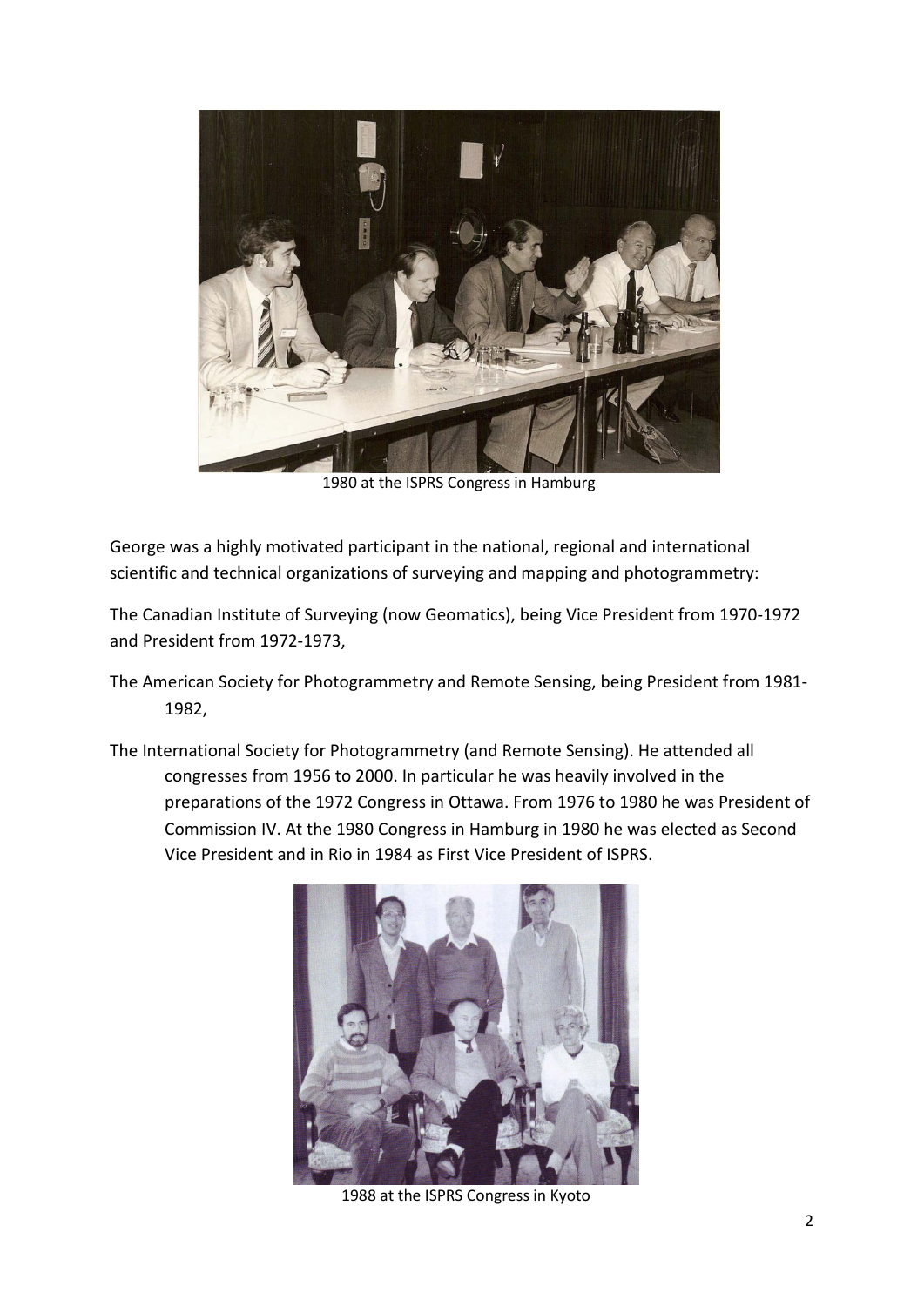1980 at the ISPRS Congress in Hamburg

George was a highly motivated participant in the national, regional and international scientific and technical organizations of surveying and mapping and photogrammetry:

The Canadian Institute of Surveying (now Geomatics), being Vice President from 1970-1972 and President from 1972-1973,

The American Society for Photogrammetry and Remote Sensing, being President from 1981-1982,

The International Society for Photogrammetry (and Remote Sensing). He attended all congresses from 1956 to 2000. In particular he was heavily involved in the preparations of the 1972 Congress in Ottawa. From 1976 to 1980 he was President of Commission IV. At the 1980 Congress in Hamburg in 1980 he was elected as Second Vice President and in Rio in 1984 as First Vice President of ISPRS.

1988 at the ISPRS Congress in Kyoto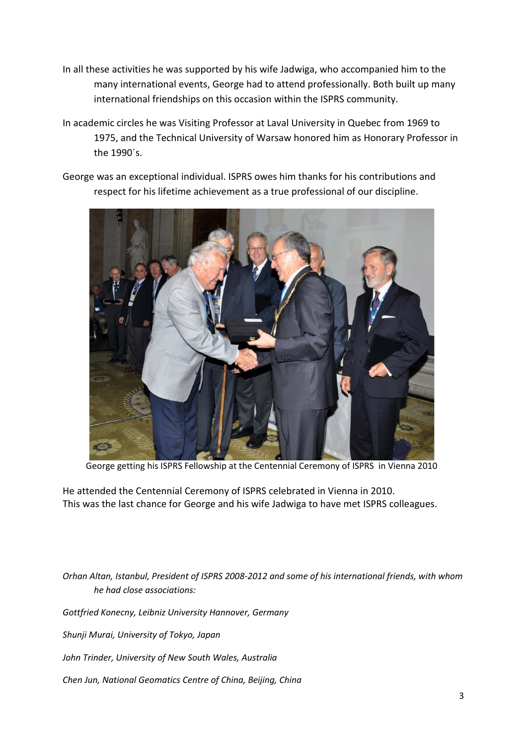In all these activities he was supported by his wife Jadwiga, who accompanied him to the many international events, George had to attend professionally. Both built up many international friendships on this occasion within the ISPRS community.

In academic circles he was Visiting Professor at Laval University in Quebec from 1969 to 1975, and the Technical University of Warsaw honored him as Honorary Professor in the 1990´s.

George was an exceptional individual. ISPRS owes him thanks for his contributions and respect for his lifetime achievement as a true professional of our discipline.

George getting his ISPRS Fellowship at the Centennial Ceremony of ISPRS in Vienna 2010

He attended the Centennial Ceremony of ISPRS celebrated in Vienna in 2010.
This was the last chance for George and his wife Jadwiga to have met ISPRS colleagues.

*Orhan Altan, Istanbul, President of ISPRS 2008-2012 and some of his international friends, with whom he had close associations:*

*Gottfried Konecny, Leibniz University Hannover, Germany*

*Shunji Murai, University of Tokyo, Japan*

*John Trinder, University of New South Wales, Australia*

*Chen Jun, National Geomatics Centre of China, Beijing, China*